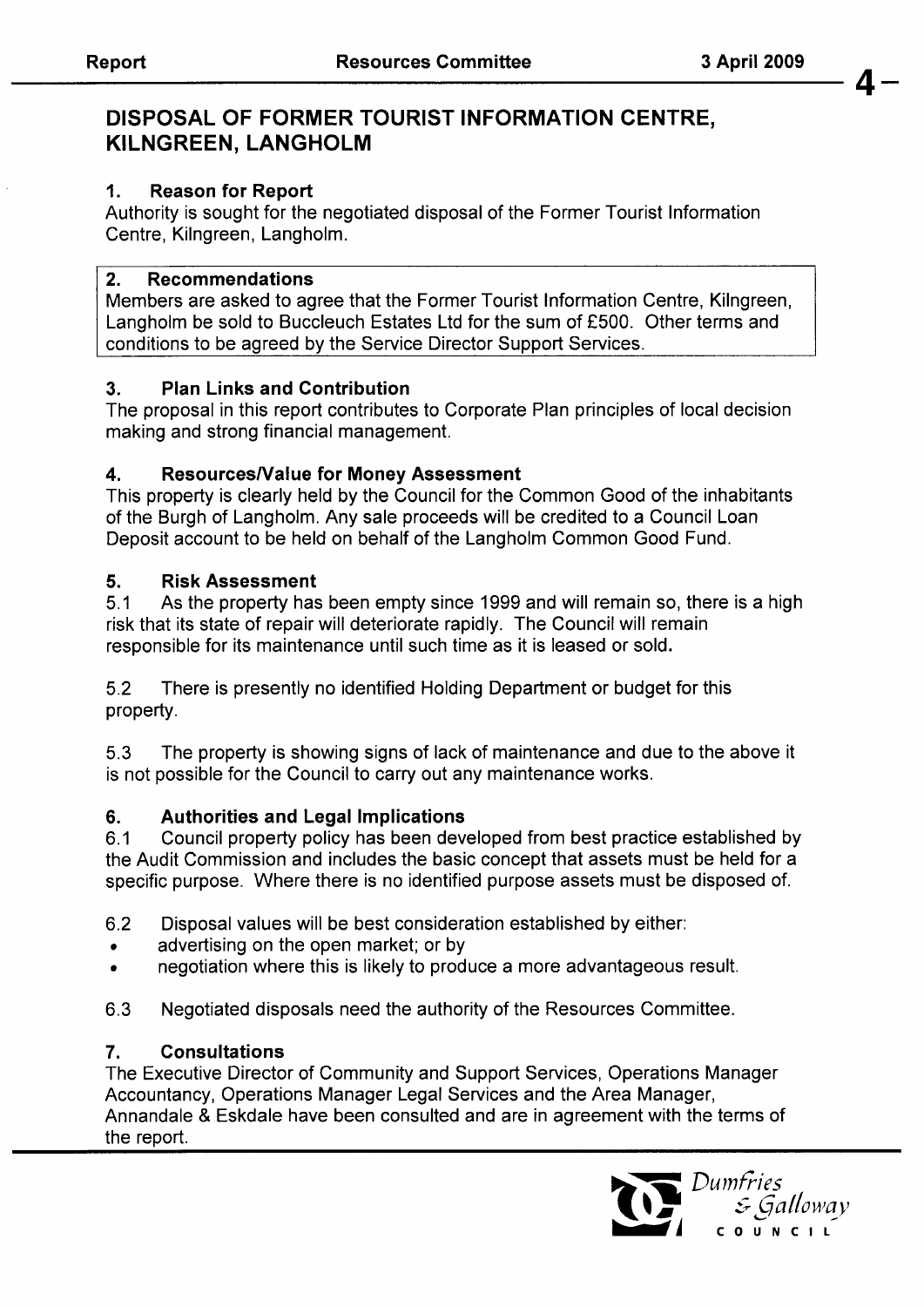# DISPOSAL OF FORMER TOURIST INFORMATION CENTRE, KILNGREEN, LANGHOLM

## 1. Reason for Report

Authority is sought for the negotiated disposal of the Former Tourist Information Centre, Kilngreen, Langholm.

## 2. Recommendations

Members are asked to agree that the Former Tourist Information Centre, Kilngreen, Langholm be sold to Buccleuch Estates Ltd for the sum of £500. Other terms and conditions to be agreed by the Service Director Support Services.

## 3. Plan Links and Contribution

The proposal in this report contributes to Corporate Plan principles of local decision making and strong financial management.

## 4. Resources/Value for Money Assessment

This property is clearly held by the Council for the Common Good of the inhabitants of the Burgh of Langholm. Any sale proceeds will be credited to a Council Loan Deposit account to be held on behalf of the Langholm Common Good Fund.

## 5. Risk Assessment

5.1 As the property has been empty since 1999 and will remain so, there is a high risk that its state of repair will deteriorate rapidly. The Council will remain responsible for its maintenance until such time as it is leased or sold.

5.2 There is presently no identified Holding Department or budget for this property.

5.3 The property is showing signs of lack of maintenance and due to the above it is not possible for the Council to carry out any maintenance works.

## 6. Authorities and Legal Implications

6.1 Council property policy has been developed from best practice established by the Audit Commission and includes the basic concept that assets must be held for a specific purpose. Where there is no identified purpose assets must be disposed of.

6.2 Disposal values will be best consideration established by either:

- advertising on the open market; or by
- negotiation where this is likely to produce a more advantageous result.

6.3 Negotiated disposals need the authority of the Resources Committee.

## 7. Consultations

The Executive Director of Community and Support Services, Operations Manager Accountancy, Operations Manager Legal Services and the Area Manager, Annandale & Eskdale have been consulted and are in agreement with the terms of the report.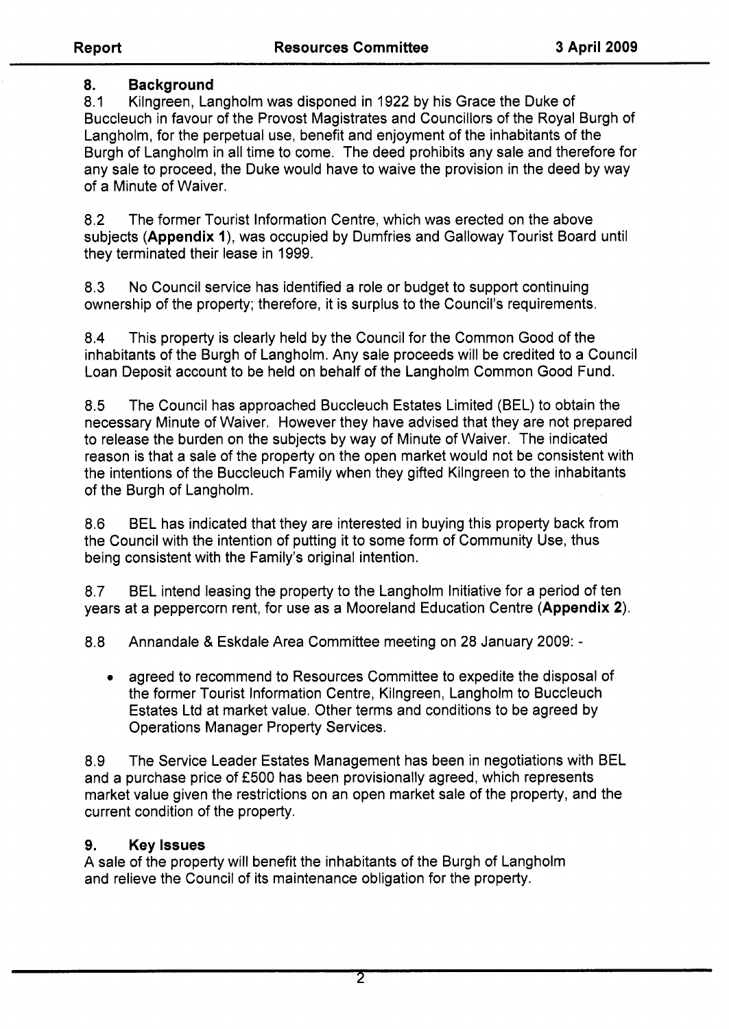## 8. Background

8.1 Kilngreen, Langholm was disponed in 1922 by his Grace the Duke of Buccleuch in favour of the Provost Magistrates and Councillors of the Royal Burgh of Langholm, for the perpetual use, benefit and enjoyment of the inhabitants of the Burgh of Langholm in all time to come. The deed prohibits any sale and therefore for any sale to proceed, the Duke would have to waive the provision in the deed by way of a Minute of Waiver.

8.2 The former Tourist Information Centre, which was erected on the above subjects (**Appendix 1**), was occupied by Dumfries and Galloway Tourist Board until they terminated their lease in 1999.

8.3 No Council service has identified a role or budget to support continuing ownership of the property; therefore, it is surplus to the Council's requirements.

8.4 This property is clearly held by the Council for the Common Good of the inhabitants of the Burgh of Langholm. Any sale proceeds will be credited to a Council Loan Deposit account to be held on behalf of the Langholm Common Good Fund.

8.5 The Council has approached Buccleuch Estates Limited (BEL) to obtain the necessary Minute of Waiver. However they have advised that they are not prepared to release the burden on the subjects by way of Minute of Waiver. The indicated reason is that a sale of the property on the open market would not be consistent with the intentions of the Buccleuch Family when they gifted Kilngreen to the inhabitants of the Burgh of Langholm.

8.6 BEL has indicated that they are interested in buying this property back from the Council with the intention of putting it to some form of Community Use, thus being consistent with the Family's original intention.

8.7 BEL intend leasing the property to the Langholm Initiative for a period of ten years at a peppercorn rent, for use as a Mooreland Education Centre (**Appendix 2**).

8.8 Annandale & Eskdale Area Committee meeting on 28 January 2009: -

- agreed to recommend to Resources Committee to expedite the disposal of the former Tourist Information Centre, Kilngreen, Langholm to Buccleuch Estates Ltd at market value. Other terms and conditions to be agreed by Operations Manager Property Services.

8.9 The Service Leader Estates Management has been in negotiations with BEL and a purchase price of £500 has been provisionally agreed, which represents market value given the restrictions on an open market sale of the property, and the current condition of the property.

## 9. Key Issues

A sale of the property will benefit the inhabitants of the Burgh of Langholm and relieve the Council of its maintenance obligation for the property.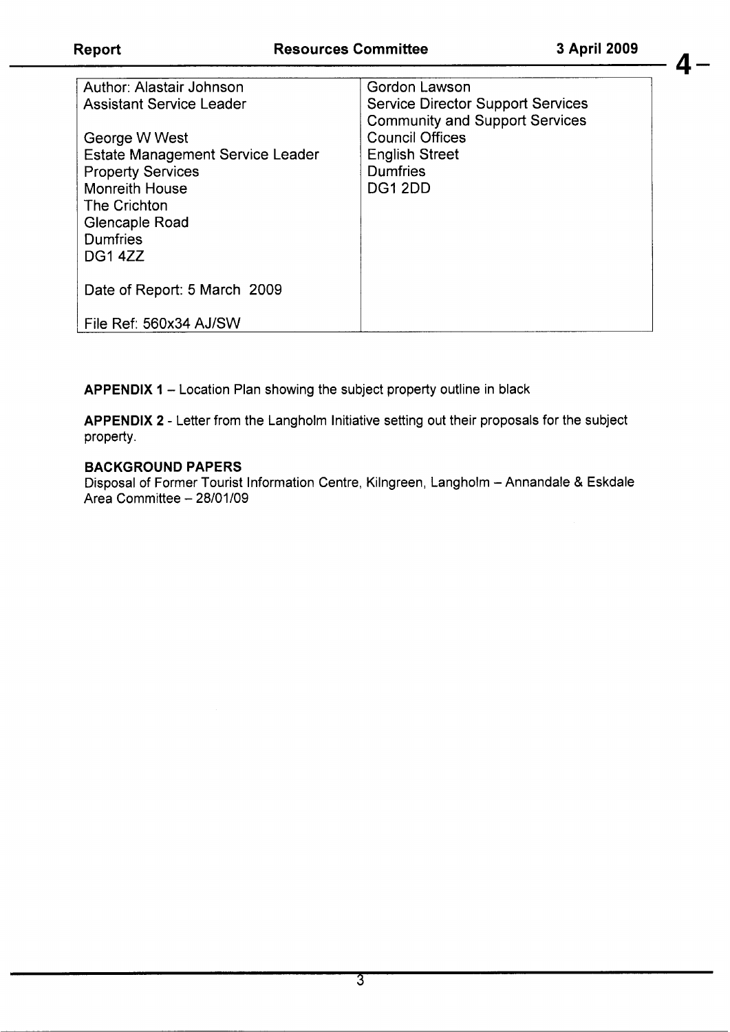| Author: Alastair Johnson<br>Assistant Service Leader<br><br>George W West<br>Estate Management Service Leader<br>Property Services<br>Monreith House<br>The Crichton<br>Glencaple Road<br>Dumfries<br>DG1 4ZZ<br><br>Date of Report: 5 March 2009<br><br>File Ref: 560x34 AJ/SW | Gordon Lawson<br>Service Director Support Services<br>Community and Support Services<br>Council Offices<br>English Street<br>Dumfries<br>DG1 2DD |
|---|---|

**APPENDIX 1** – Location Plan showing the subject property outline in black

**APPENDIX 2** - Letter from the Langholm Initiative setting out their proposals for the subject property.

**BACKGROUND PAPERS**
Disposal of Former Tourist Information Centre, Kilngreen, Langholm – Annandale & Eskdale Area Committee – 28/01/09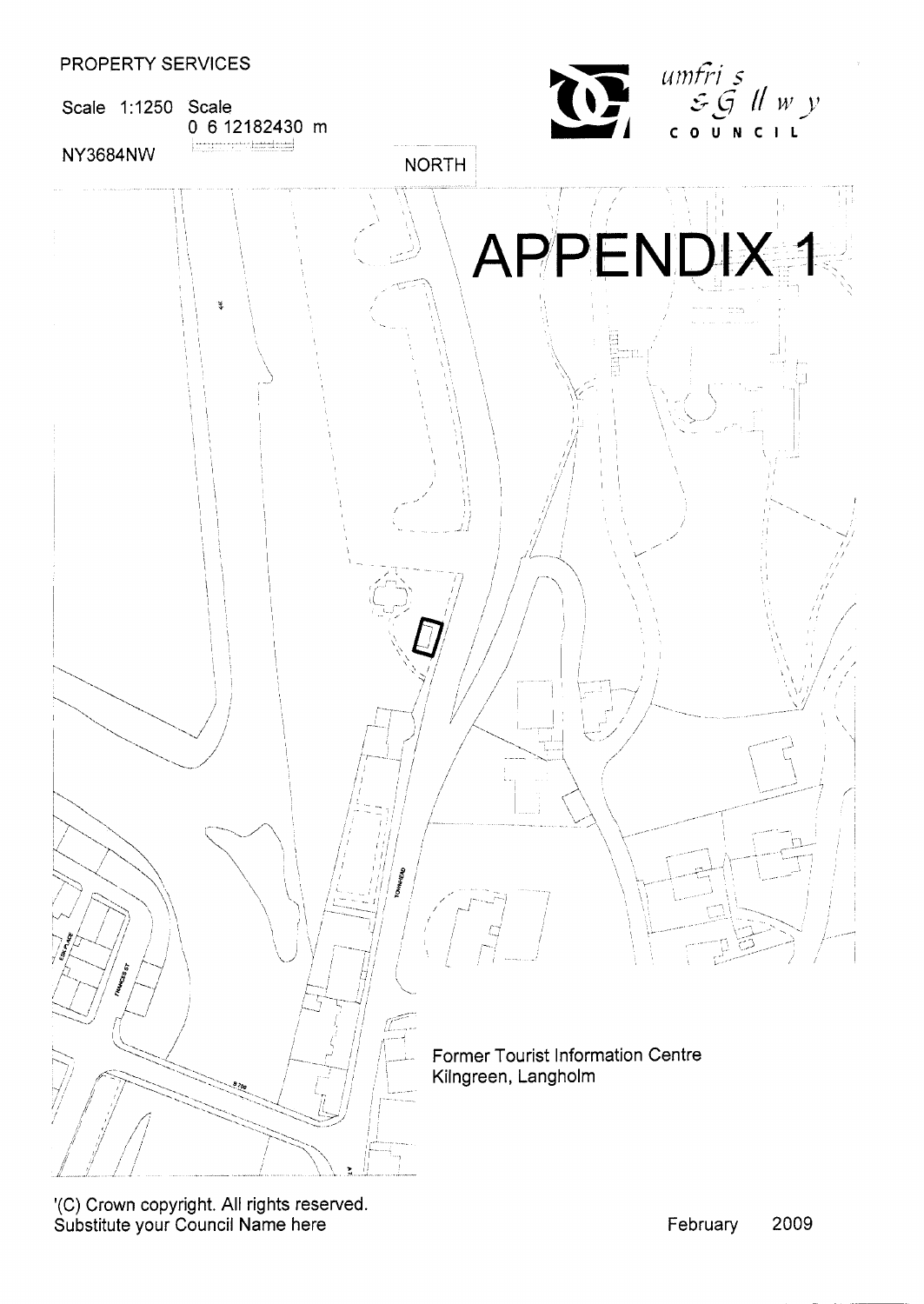PROPERTY SERVICES

Scale 1:1250 Scale
0 6 12182430 m

NY3684NW

NORTH

umfri s & G ll w y
COUNCIL

# APPENDIX 1

Former Tourist Information Centre
Kilngreen, Langholm

'(C) Crown copyright. All rights reserved.
Substitute your Council Name here

February 2009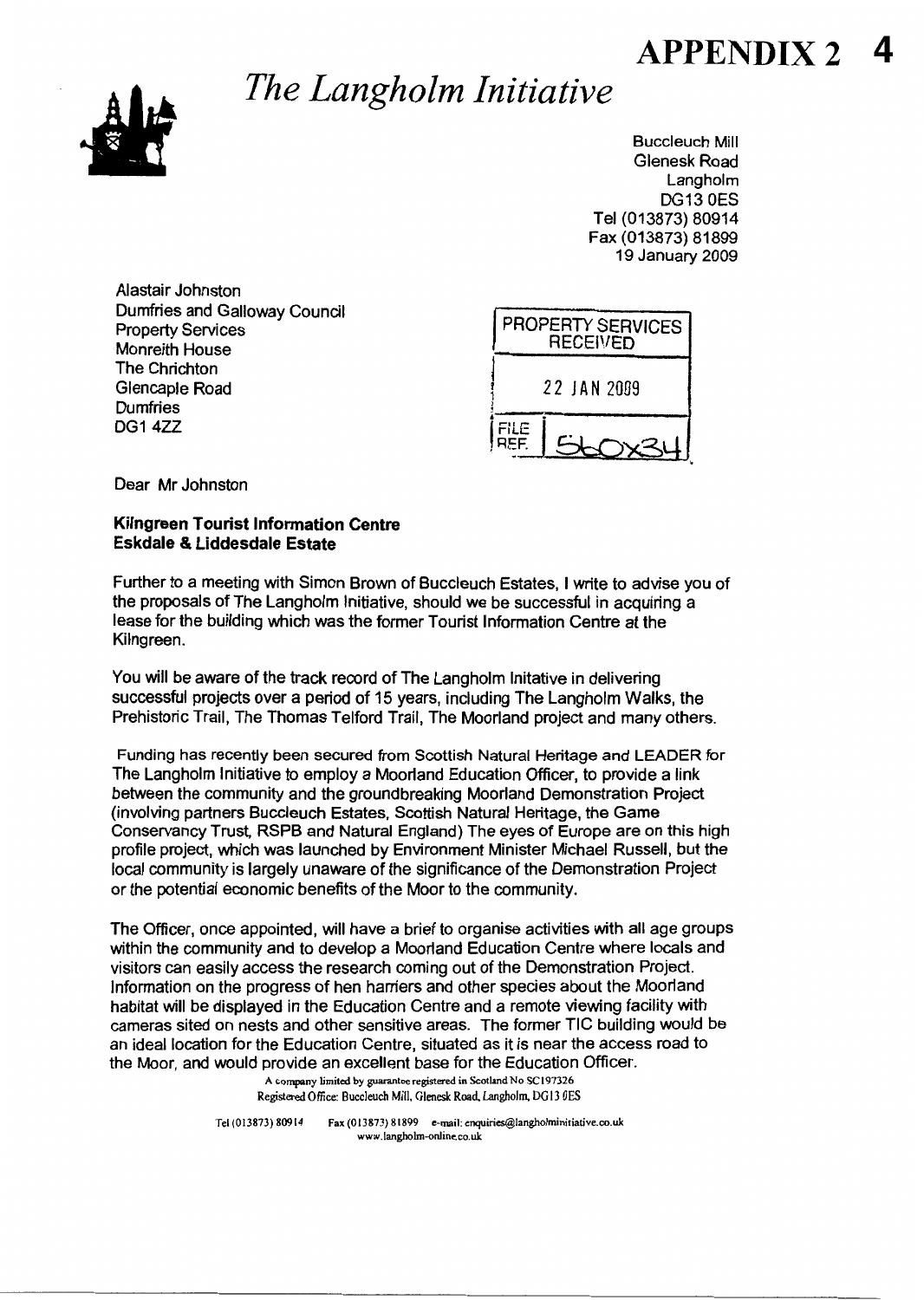# APPENDIX 2

# *The Langholm Initiative*

Buccleuch Mill
Glenesk Road
Langholm
DG13 0ES
Tel (013873) 80914
Fax (013873) 81899
19 January 2009

Alastair Johnston
Dumfries and Galloway Council
Property Services
Monreith House
The Chrichton
Glencaple Road
Dumfries
DG1 4ZZ

PROPERTY SERVICES
RECEIVED

22 JAN 2009

FILE REF. 56Ox34

Dear Mr Johnston

**Kilngreen Tourist Information Centre**
**Eskdale & Liddesdale Estate**

Further to a meeting with Simon Brown of Buccleuch Estates, I write to advise you of the proposals of The Langholm Initiative, should we be successful in acquiring a lease for the building which was the former Tourist Information Centre at the Kilngreen.

You will be aware of the track record of The Langholm Initative in delivering successful projects over a period of 15 years, including The Langholm Walks, the Prehistoric Trail, The Thomas Telford Trail, The Moorland project and many others.

Funding has recently been secured from Scottish Natural Heritage and LEADER for The Langholm Initiative to employ a Moorland Education Officer, to provide a link between the community and the groundbreaking Moorland Demonstration Project (involving partners Buccleuch Estates, Scottish Natural Heritage, the Game Conservancy Trust, RSPB and Natural England) The eyes of Europe are on this high profile project, which was launched by Environment Minister Michael Russell, but the local community is largely unaware of the significance of the Demonstration Project or the potential economic benefits of the Moor to the community.

The Officer, once appointed, will have a brief to organise activities with all age groups within the community and to develop a Moorland Education Centre where locals and visitors can easily access the research coming out of the Demonstration Project. Information on the progress of hen harriers and other species about the Moorland habitat will be displayed in the Education Centre and a remote viewing facility with cameras sited on nests and other sensitive areas. The former TIC building would be an ideal location for the Education Centre, situated as it is near the access road to the Moor, and would provide an excellent base for the Education Officer.

A company limited by guarantee registered in Scotland No SC197326
Registered Office: Buccleuch Mill, Glenesk Road, Langholm, DG13 0ES

Tel (013873) 80914 Fax (013873) 81899 e-mail: enquiries@langholminitiative.co.uk
www.langholm-online.co.uk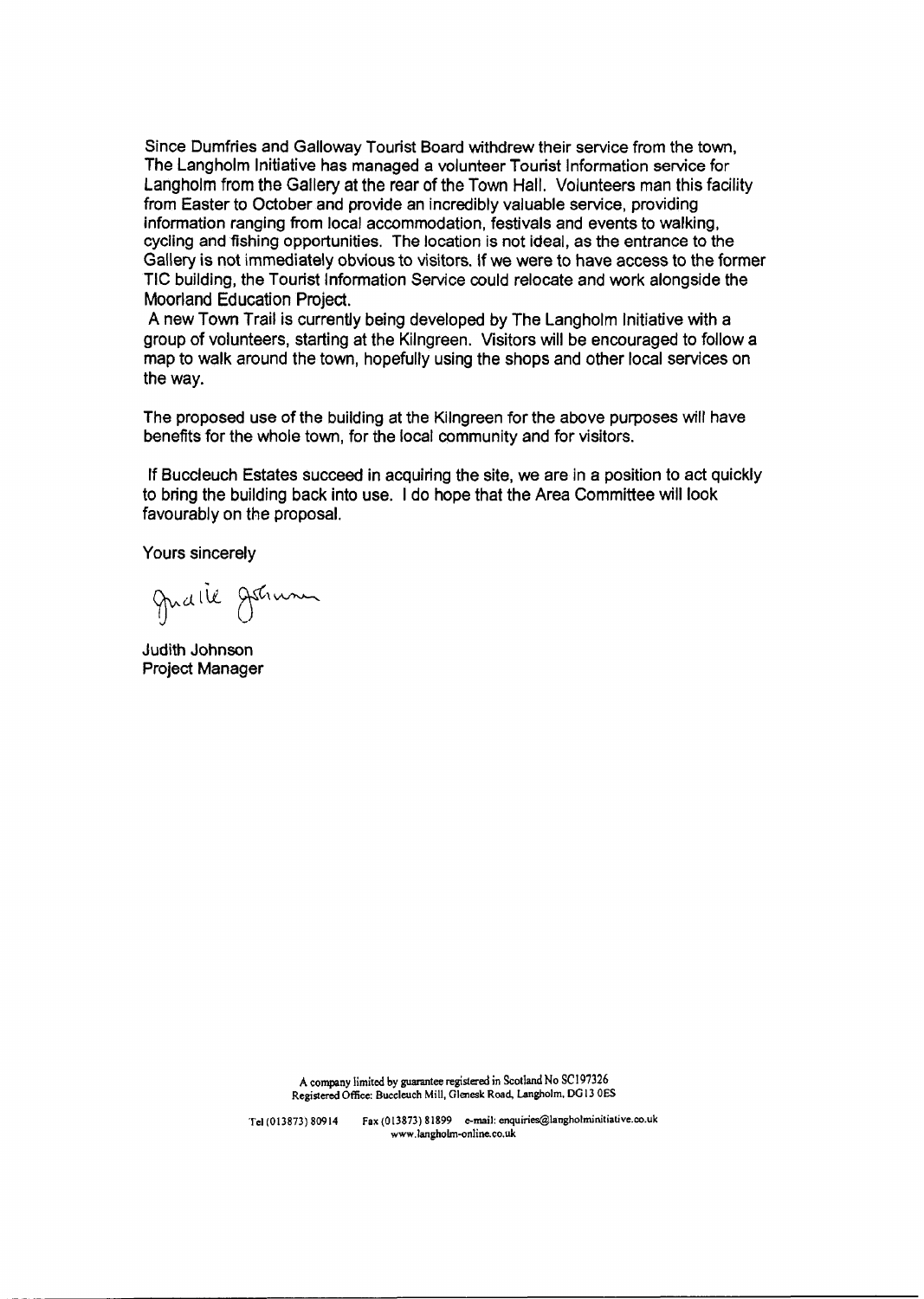Since Dumfries and Galloway Tourist Board withdrew their service from the town, The Langholm Initiative has managed a volunteer Tourist Information service for Langholm from the Gallery at the rear of the Town Hall. Volunteers man this facility from Easter to October and provide an incredibly valuable service, providing information ranging from local accommodation, festivals and events to walking, cycling and fishing opportunities. The location is not ideal, as the entrance to the Gallery is not immediately obvious to visitors. If we were to have access to the former TIC building, the Tourist Information Service could relocate and work alongside the Moorland Education Project.

A new Town Trail is currently being developed by The Langholm Initiative with a group of volunteers, starting at the Kilngreen. Visitors will be encouraged to follow a map to walk around the town, hopefully using the shops and other local services on the way.

The proposed use of the building at the Kilngreen for the above purposes will have benefits for the whole town, for the local community and for visitors.

If Buccleuch Estates succeed in acquiring the site, we are in a position to act quickly to bring the building back into use. I do hope that the Area Committee will look favourably on the proposal.

Yours sincerely

Judith Johnson
Project Manager

A company limited by guarantee registered in Scotland No SC197326
Registered Office: Buccleuch Mill, Glenesk Road, Langholm, DG13 0ES

Tel (013873) 80914 Fax (013873) 81899 e-mail: enquiries@langholminitiative.co.uk
www.langholm-online.co.uk